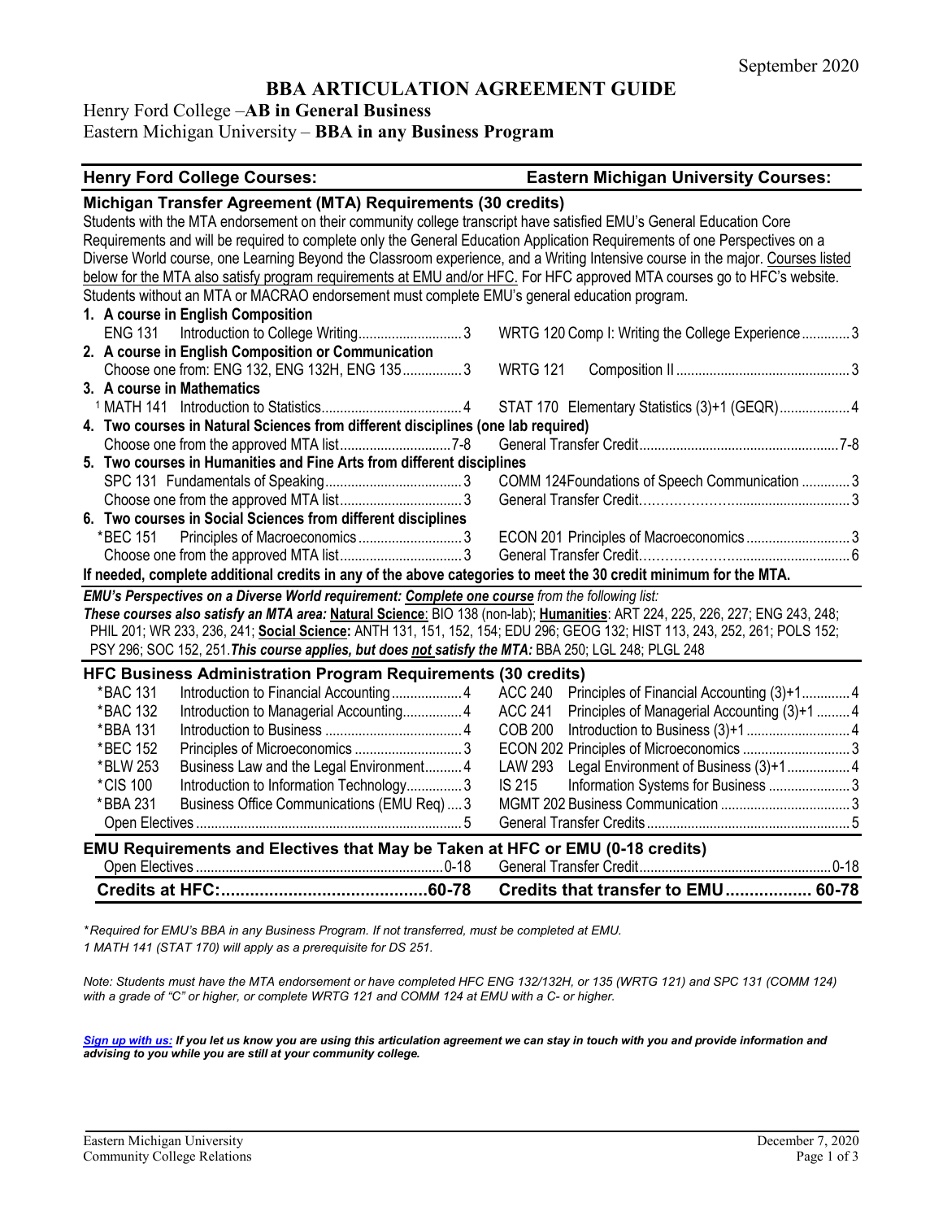September 2020

# BBA ARTICULATION AGREEMENT GUIDE

## Henry Ford College – AB in General Business
## Eastern Michigan University – BBA in any Business Program

| Henry Ford College Courses: | | Eastern Michigan University Courses: | |
|---|---|---|---|
| **Michigan Transfer Agreement (MTA) Requirements (30 credits)** | | | |

Students with the MTA endorsement on their community college transcript have satisfied EMU's General Education Core Requirements and will be required to complete only the General Education Application Requirements of one Perspectives on a Diverse World course, one Learning Beyond the Classroom experience, and a Writing Intensive course in the major. Courses listed below for the MTA also satisfy program requirements at EMU and/or HFC. For HFC approved MTA courses go to HFC's website. Students without an MTA or MACRAO endorsement must complete EMU's general education program.

| Henry Ford College Courses | Credits | Eastern Michigan University Courses | Credits |
|---|---|---|---|
| **1. A course in English Composition** | | | |
| ENG 131 Introduction to College Writing | 3 | WRTG 120 Comp I: Writing the College Experience | 3 |
| **2. A course in English Composition or Communication** | | | |
| Choose one from: ENG 132, ENG 132H, ENG 135 | 3 | WRTG 121 Composition II | 3 |
| **3. A course in Mathematics** | | | |
| [1] MATH 141 Introduction to Statistics | 4 | STAT 170 Elementary Statistics (3)+1 (GEQR) | 4 |
| **4. Two courses in Natural Sciences from different disciplines (one lab required)** | | | |
| Choose one from the approved MTA list | 7-8 | General Transfer Credit | 7-8 |
| **5. Two courses in Humanities and Fine Arts from different disciplines** | | | |
| SPC 131 Fundamentals of Speaking | 3 | COMM 124 Foundations of Speech Communication | 3 |
| Choose one from the approved MTA list | 3 | General Transfer Credit | 3 |
| **6. Two courses in Social Sciences from different disciplines** | | | |
| *BEC 151 Principles of Macroeconomics | 3 | ECON 201 Principles of Macroeconomics | 3 |
| Choose one from the approved MTA list | 3 | General Transfer Credit | 6 |

**If needed, complete additional credits in any of the above categories to meet the 30 credit minimum for the MTA.**

***EMU's Perspectives on a Diverse World requirement: Complete one course** from the following list:*
***These courses also satisfy an MTA area:* Natural Science**: BIO 138 (non-lab); **Humanities**: ART 224, 225, 226, 227; ENG 243, 248; PHIL 201; WR 233, 236, 241; **Social Science:** ANTH 131, 151, 152, 154; EDU 296; GEOG 132; HIST 113, 243, 252, 261; POLS 152; PSY 296; SOC 152, 251. ***This course applies, but does not satisfy the MTA:*** BBA 250; LGL 248; PLGL 248

### HFC Business Administration Program Requirements (30 credits)

| Henry Ford College Courses | Credits | Eastern Michigan University Courses | Credits |
|---|---|---|---|
| *BAC 131 Introduction to Financial Accounting | 4 | ACC 240 Principles of Financial Accounting (3)+1 | 4 |
| *BAC 132 Introduction to Managerial Accounting | 4 | ACC 241 Principles of Managerial Accounting (3)+1 | 4 |
| *BBA 131 Introduction to Business | 4 | COB 200 Introduction to Business (3)+1 | 4 |
| *BEC 152 Principles of Microeconomics | 3 | ECON 202 Principles of Microeconomics | 3 |
| *BLW 253 Business Law and the Legal Environment | 4 | LAW 293 Legal Environment of Business (3)+1 | 4 |
| *CIS 100 Introduction to Information Technology | 3 | IS 215 Information Systems for Business | 3 |
| *BBA 231 Business Office Communications (EMU Req) | 3 | MGMT 202 Business Communication | 3 |
| Open Electives | 5 | General Transfer Credits | 5 |

### EMU Requirements and Electives that May be Taken at HFC or EMU (0-18 credits)

| Henry Ford College Courses | Credits | Eastern Michigan University Courses | Credits |
|---|---|---|---|
| Open Electives | 0-18 | General Transfer Credit | 0-18 |
| **Credits at HFC:** | **60-78** | **Credits that transfer to EMU** | **60-78** |

*\*Required for EMU's BBA in any Business Program. If not transferred, must be completed at EMU.*
*1 MATH 141 (STAT 170) will apply as a prerequisite for DS 251.*

*Note: Students must have the MTA endorsement or have completed HFC ENG 132/132H, or 135 (WRTG 121) and SPC 131 (COMM 124) with a grade of "C" or higher, or complete WRTG 121 and COMM 124 at EMU with a C- or higher.*

***Sign up with us:** If you let us know you are using this articulation agreement we can stay in touch with you and provide information and advising to you while you are still at your community college.*

Eastern Michigan University
Community College Relations

December 7, 2020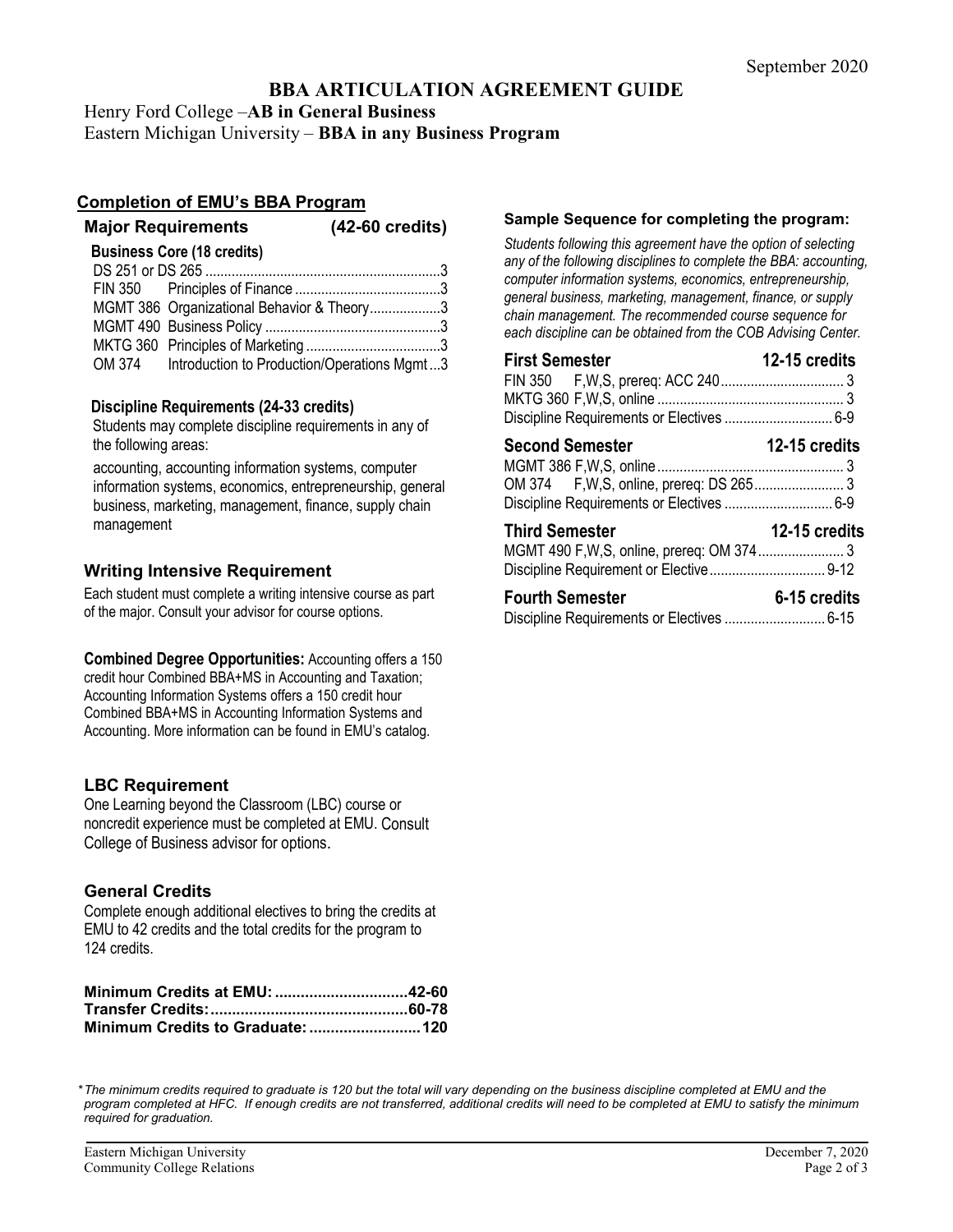September 2020

# BBA ARTICULATION AGREEMENT GUIDE

Henry Ford College –**AB in General Business**
Eastern Michigan University – **BBA in any Business Program**

## Completion of EMU's BBA Program

### Major Requirements (42-60 credits)

**Business Core (18 credits)**

| Course | Title | Credits |
|---|---|---|
| DS 251 or DS 265 | | 3 |
| FIN 350 | Principles of Finance | 3 |
| MGMT 386 | Organizational Behavior & Theory | 3 |
| MGMT 490 | Business Policy | 3 |
| MKTG 360 | Principles of Marketing | 3 |
| OM 374 | Introduction to Production/Operations Mgmt | 3 |

**Discipline Requirements (24-33 credits)**

Students may complete discipline requirements in any of the following areas:

accounting, accounting information systems, computer information systems, economics, entrepreneurship, general business, marketing, management, finance, supply chain management

### Writing Intensive Requirement

Each student must complete a writing intensive course as part of the major. Consult your advisor for course options.

**Combined Degree Opportunities:** Accounting offers a 150 credit hour Combined BBA+MS in Accounting and Taxation; Accounting Information Systems offers a 150 credit hour Combined BBA+MS in Accounting Information Systems and Accounting. More information can be found in EMU's catalog.

### LBC Requirement

One Learning beyond the Classroom (LBC) course or noncredit experience must be completed at EMU. Consult College of Business advisor for options.

### General Credits

Complete enough additional electives to bring the credits at EMU to 42 credits and the total credits for the program to 124 credits.

| | |
|---|---|
| **Minimum Credits at EMU:** | **42-60** |
| **Transfer Credits:** | **60-78** |
| **Minimum Credits to Graduate:** | **120** |

### Sample Sequence for completing the program:

*Students following this agreement have the option of selecting any of the following disciplines to complete the BBA: accounting, computer information systems, economics, entrepreneurship, general business, marketing, management, finance, or supply chain management. The recommended course sequence for each discipline can be obtained from the COB Advising Center.*

**First Semester — 12-15 credits**

| Course | Credits |
|---|---|
| FIN 350 F,W,S, prereq: ACC 240 | 3 |
| MKTG 360 F,W,S, online | 3 |
| Discipline Requirements or Electives | 6-9 |

**Second Semester — 12-15 credits**

| Course | Credits |
|---|---|
| MGMT 386 F,W,S, online | 3 |
| OM 374 F,W,S, online, prereq: DS 265 | 3 |
| Discipline Requirements or Electives | 6-9 |

**Third Semester — 12-15 credits**

| Course | Credits |
|---|---|
| MGMT 490 F,W,S, online, prereq: OM 374 | 3 |
| Discipline Requirement or Elective | 9-12 |

**Fourth Semester — 6-15 credits**

| Course | Credits |
|---|---|
| Discipline Requirements or Electives | 6-15 |

*\*The minimum credits required to graduate is 120 but the total will vary depending on the business discipline completed at EMU and the program completed at HFC. If enough credits are not transferred, additional credits will need to be completed at EMU to satisfy the minimum required for graduation.*

Eastern Michigan University
Community College Relations

December 7, 2020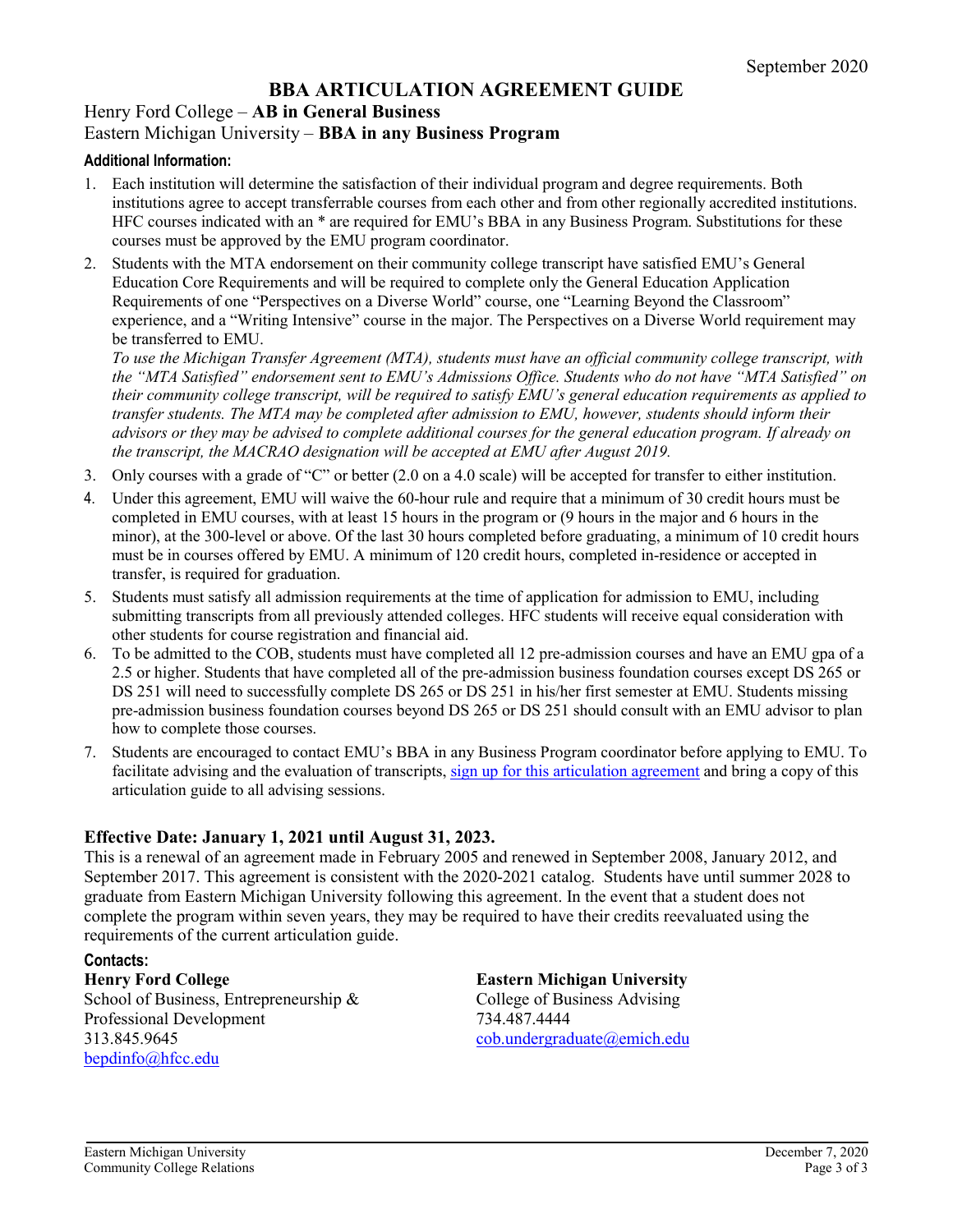September 2020

# BBA ARTICULATION AGREEMENT GUIDE

## Henry Ford College – **AB in General Business**
## Eastern Michigan University – **BBA in any Business Program**

### Additional Information:

1. Each institution will determine the satisfaction of their individual program and degree requirements. Both institutions agree to accept transferrable courses from each other and from other regionally accredited institutions. HFC courses indicated with an * are required for EMU's BBA in any Business Program. Substitutions for these courses must be approved by the EMU program coordinator.
2. Students with the MTA endorsement on their community college transcript have satisfied EMU's General Education Core Requirements and will be required to complete only the General Education Application Requirements of one "Perspectives on a Diverse World" course, one "Learning Beyond the Classroom" experience, and a "Writing Intensive" course in the major. The Perspectives on a Diverse World requirement may be transferred to EMU.
   *To use the Michigan Transfer Agreement (MTA), students must have an official community college transcript, with the "MTA Satisfied" endorsement sent to EMU's Admissions Office. Students who do not have "MTA Satisfied" on their community college transcript, will be required to satisfy EMU's general education requirements as applied to transfer students. The MTA may be completed after admission to EMU, however, students should inform their advisors or they may be advised to complete additional courses for the general education program. If already on the transcript, the MACRAO designation will be accepted at EMU after August 2019.*
3. Only courses with a grade of "C" or better (2.0 on a 4.0 scale) will be accepted for transfer to either institution.
4. Under this agreement, EMU will waive the 60-hour rule and require that a minimum of 30 credit hours must be completed in EMU courses, with at least 15 hours in the program or (9 hours in the major and 6 hours in the minor), at the 300-level or above. Of the last 30 hours completed before graduating, a minimum of 10 credit hours must be in courses offered by EMU. A minimum of 120 credit hours, completed in-residence or accepted in transfer, is required for graduation.
5. Students must satisfy all admission requirements at the time of application for admission to EMU, including submitting transcripts from all previously attended colleges. HFC students will receive equal consideration with other students for course registration and financial aid.
6. To be admitted to the COB, students must have completed all 12 pre-admission courses and have an EMU gpa of a 2.5 or higher. Students that have completed all of the pre-admission business foundation courses except DS 265 or DS 251 will need to successfully complete DS 265 or DS 251 in his/her first semester at EMU. Students missing pre-admission business foundation courses beyond DS 265 or DS 251 should consult with an EMU advisor to plan how to complete those courses.
7. Students are encouraged to contact EMU's BBA in any Business Program coordinator before applying to EMU. To facilitate advising and the evaluation of transcripts, sign up for this articulation agreement and bring a copy of this articulation guide to all advising sessions.

### Effective Date: January 1, 2021 until August 31, 2023.

This is a renewal of an agreement made in February 2005 and renewed in September 2008, January 2012, and September 2017. This agreement is consistent with the 2020-2021 catalog. Students have until summer 2028 to graduate from Eastern Michigan University following this agreement. In the event that a student does not complete the program within seven years, they may be required to have their credits reevaluated using the requirements of the current articulation guide.

### Contacts:

**Henry Ford College**
School of Business, Entrepreneurship & Professional Development
313.845.9645
bepdinfo@hfcc.edu

**Eastern Michigan University**
College of Business Advising
734.487.4444
cob.undergraduate@emich.edu